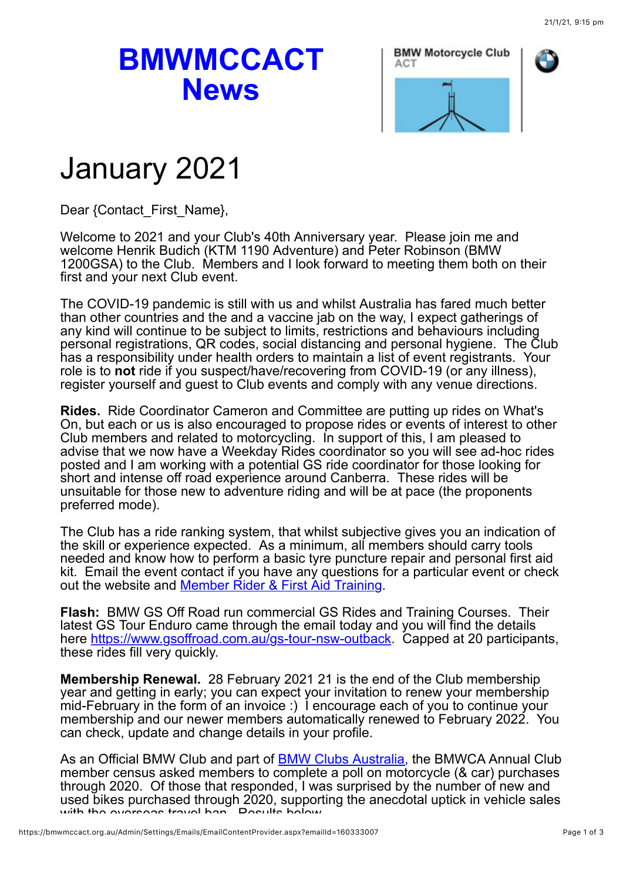# BMWMCCACT News

BMW Motorcycle Club ACT

# January 2021

Dear {Contact_First_Name},

Welcome to 2021 and your Club's 40th Anniversary year. Please join me and welcome Henrik Budich (KTM 1190 Adventure) and Peter Robinson (BMW 1200GSA) to the Club. Members and I look forward to meeting them both on their first and your next Club event.

The COVID-19 pandemic is still with us and whilst Australia has fared much better than other countries and the and a vaccine jab on the way, I expect gatherings of any kind will continue to be subject to limits, restrictions and behaviours including personal registrations, QR codes, social distancing and personal hygiene. The Club has a responsibility under health orders to maintain a list of event registrants. Your role is to **not** ride if you suspect/have/recovering from COVID-19 (or any illness), register yourself and guest to Club events and comply with any venue directions.

**Rides.** Ride Coordinator Cameron and Committee are putting up rides on What's On, but each or us is also encouraged to propose rides or events of interest to other Club members and related to motorcycling. In support of this, I am pleased to advise that we now have a Weekday Rides coordinator so you will see ad-hoc rides posted and I am working with a potential GS ride coordinator for those looking for short and intense off road experience around Canberra. These rides will be unsuitable for those new to adventure riding and will be at pace (the proponents preferred mode).

The Club has a ride ranking system, that whilst subjective gives you an indication of the skill or experience expected. As a minimum, all members should carry tools needed and know how to perform a basic tyre puncture repair and personal first aid kit. Email the event contact if you have any questions for a particular event or check out the website and [Member Rider & First Aid Training](Member Rider & First Aid Training).

**Flash:** BMW GS Off Road run commercial GS Rides and Training Courses. Their latest GS Tour Enduro came through the email today and you will find the details here [https://www.gsoffroad.com.au/gs-tour-nsw-outback](https://www.gsoffroad.com.au/gs-tour-nsw-outback). Capped at 20 participants, these rides fill very quickly.

**Membership Renewal.** 28 February 2021 21 is the end of the Club membership year and getting in early; you can expect your invitation to renew your membership mid-February in the form of an invoice :) I encourage each of you to continue your membership and our newer members automatically renewed to February 2022. You can check, update and change details in your profile.

As an Official BMW Club and part of [BMW Clubs Australia](BMW Clubs Australia), the BMWCA Annual Club member census asked members to complete a poll on motorcycle (& car) purchases through 2020. Of those that responded, I was surprised by the number of new and used bikes purchased through 2020, supporting the anecdotal uptick in vehicle sales with the overseas travel ban. Results below.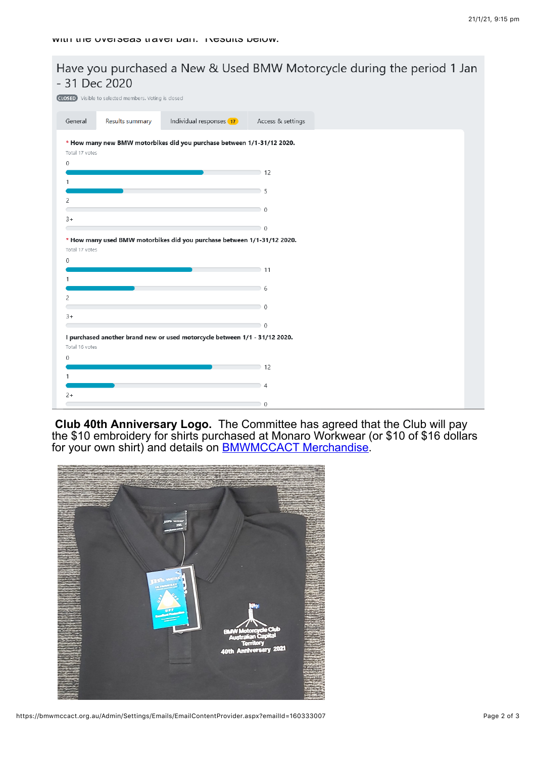with the overseas travel ban. Results below.

## Have you purchased a New & Used BMW Motorcycle during the period 1 Jan - 31 Dec 2020

CLOSED Visible to selected members. Voting is closed

General | Results summary | Individual responses 17 | Access & settings

**\* How many new BMW motorbikes did you purchase between 1/1-31/12 2020.**

Total 17 votes

| Answer | Votes |
|---|---|
| 0 | 12 |
| 1 | 5 |
| 2 | 0 |
| 3+ | 0 |

**\* How many used BMW motorbikes did you purchase between 1/1-31/12 2020.**

Total 17 votes

| Answer | Votes |
|---|---|
| 0 | 11 |
| 1 | 6 |
| 2 | 0 |
| 3+ | 0 |

**I purchased another brand new or used motorcycle between 1/1 - 31/12 2020.**

Total 16 votes

| Answer | Votes |
|---|---|
| 0 | 12 |
| 1 | 4 |
| 2+ | 0 |

**Club 40th Anniversary Logo.** The Committee has agreed that the Club will pay the $10 embroidery for shirts purchased at Monaro Workwear (or $10 of $16 dollars for your own shirt) and details on [BMWMCCACT Merchandise](https://bmwmccact.org.au/Admin/Settings/Emails/EmailContentProvider.aspx?emailId=160333007).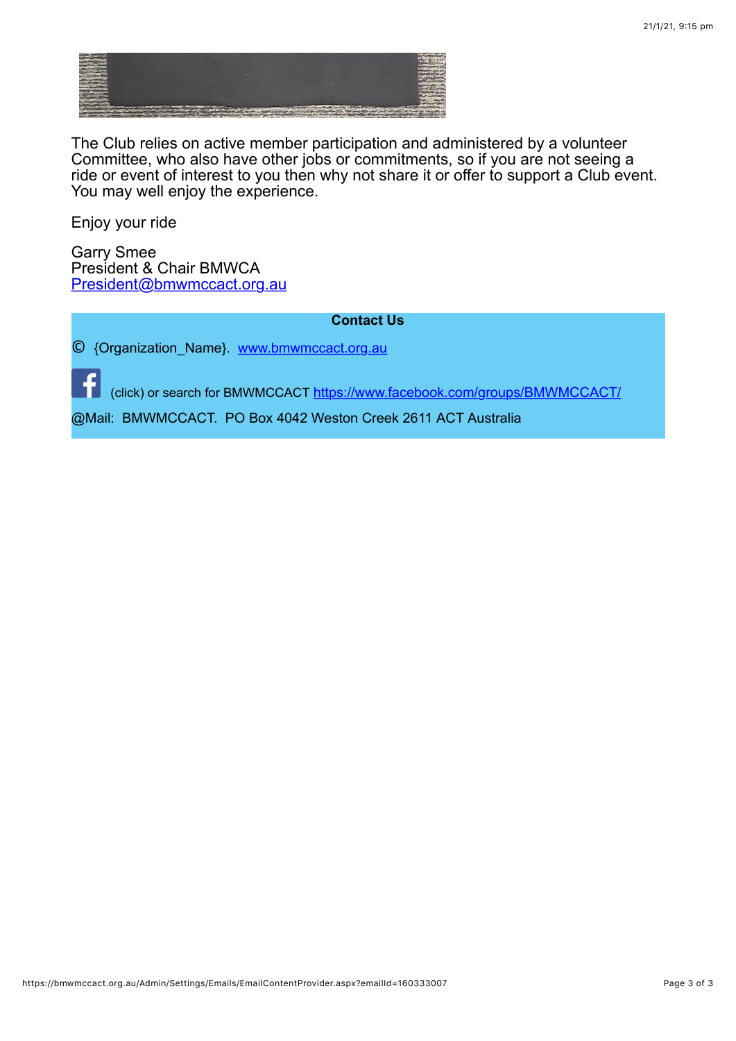The Club relies on active member participation and administered by a volunteer Committee, who also have other jobs or commitments, so if you are not seeing a ride or event of interest to you then why not share it or offer to support a Club event. You may well enjoy the experience.

Enjoy your ride

Garry Smee
President & Chair BMWCA
President@bmwmccact.org.au

**Contact Us**

© {Organization_Name}. www.bmwmccact.org.au

(click) or search for BMWMCCACT https://www.facebook.com/groups/BMWMCCACT/

@Mail: BMWMCCACT. PO Box 4042 Weston Creek 2611 ACT Australia